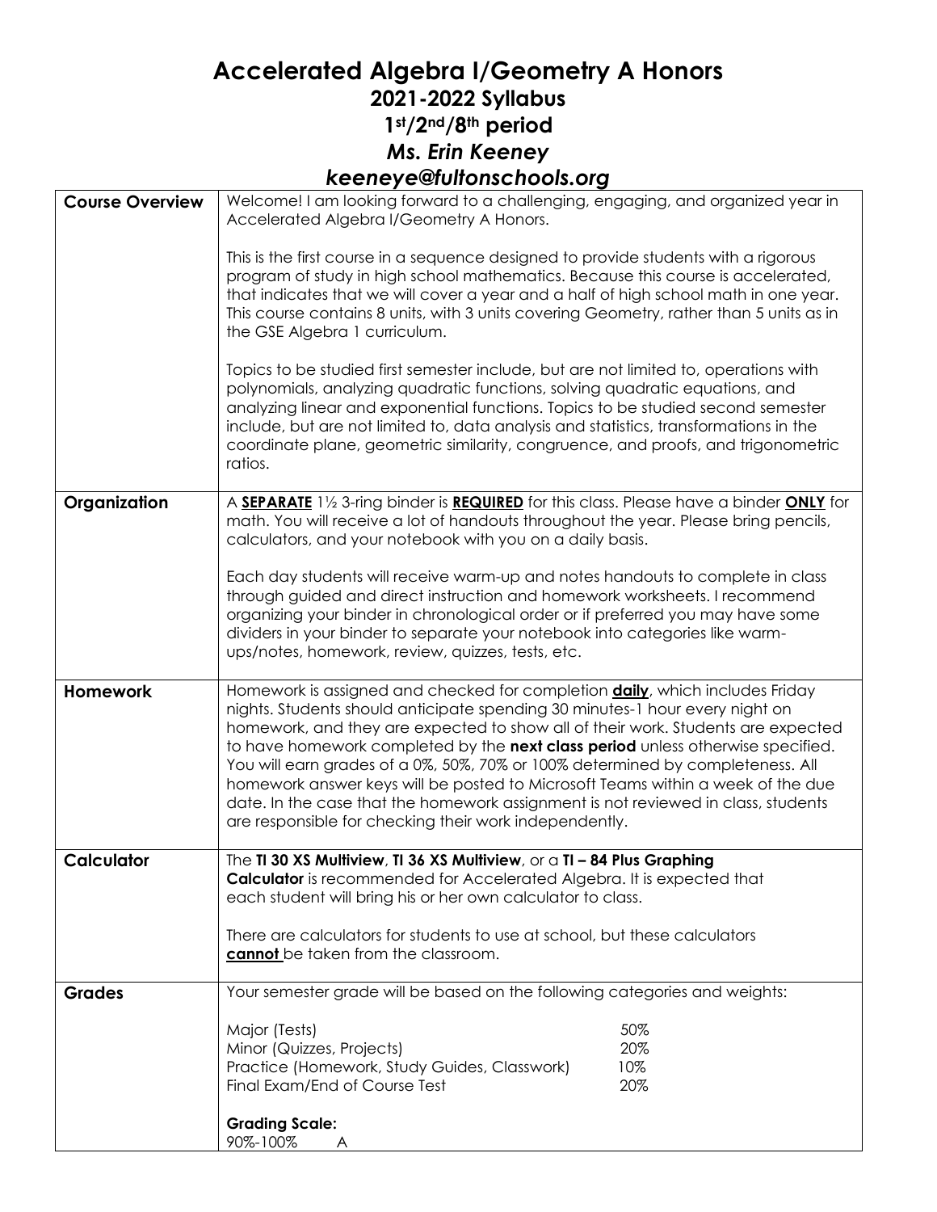# Accelerated Algebra I/Geometry A Honors

## 2021-2022 Syllabus

## 1st/2nd/8th period

## *Ms. Erin Keeney*

## *keeneye@fultonschools.org*

| | |
|---|---|
| **Course Overview** | Welcome! I am looking forward to a challenging, engaging, and organized year in Accelerated Algebra I/Geometry A Honors.<br><br>This is the first course in a sequence designed to provide students with a rigorous program of study in high school mathematics. Because this course is accelerated, that indicates that we will cover a year and a half of high school math in one year. This course contains 8 units, with 3 units covering Geometry, rather than 5 units as in the GSE Algebra 1 curriculum.<br><br>Topics to be studied first semester include, but are not limited to, operations with polynomials, analyzing quadratic functions, solving quadratic equations, and analyzing linear and exponential functions. Topics to be studied second semester include, but are not limited to, data analysis and statistics, transformations in the coordinate plane, geometric similarity, congruence, and proofs, and trigonometric ratios. |
| **Organization** | A <u>**SEPARATE**</u> 1½ 3-ring binder is <u>**REQUIRED**</u> for this class. Please have a binder <u>**ONLY**</u> for math. You will receive a lot of handouts throughout the year. Please bring pencils, calculators, and your notebook with you on a daily basis.<br><br>Each day students will receive warm-up and notes handouts to complete in class through guided and direct instruction and homework worksheets. I recommend organizing your binder in chronological order or if preferred you may have some dividers in your binder to separate your notebook into categories like warm-ups/notes, homework, review, quizzes, tests, etc. |
| **Homework** | Homework is assigned and checked for completion <u>**daily**</u>, which includes Friday nights. Students should anticipate spending 30 minutes-1 hour every night on homework, and they are expected to show all of their work. Students are expected to have homework completed by the **next class period** unless otherwise specified. You will earn grades of a 0%, 50%, 70% or 100% determined by completeness. All homework answer keys will be posted to Microsoft Teams within a week of the due date. In the case that the homework assignment is not reviewed in class, students are responsible for checking their work independently. |
| **Calculator** | The **TI 30 XS Multiview**, **TI 36 XS Multiview**, or a **TI – 84 Plus Graphing Calculator** is recommended for Accelerated Algebra. It is expected that each student will bring his or her own calculator to class.<br><br>There are calculators for students to use at school, but these calculators <u>**cannot**</u> be taken from the classroom. |
| **Grades** | Your semester grade will be based on the following categories and weights:<br><br>Major (Tests) — 50%<br>Minor (Quizzes, Projects) — 20%<br>Practice (Homework, Study Guides, Classwork) — 10%<br>Final Exam/End of Course Test — 20%<br><br>**Grading Scale:**<br>90%-100% A |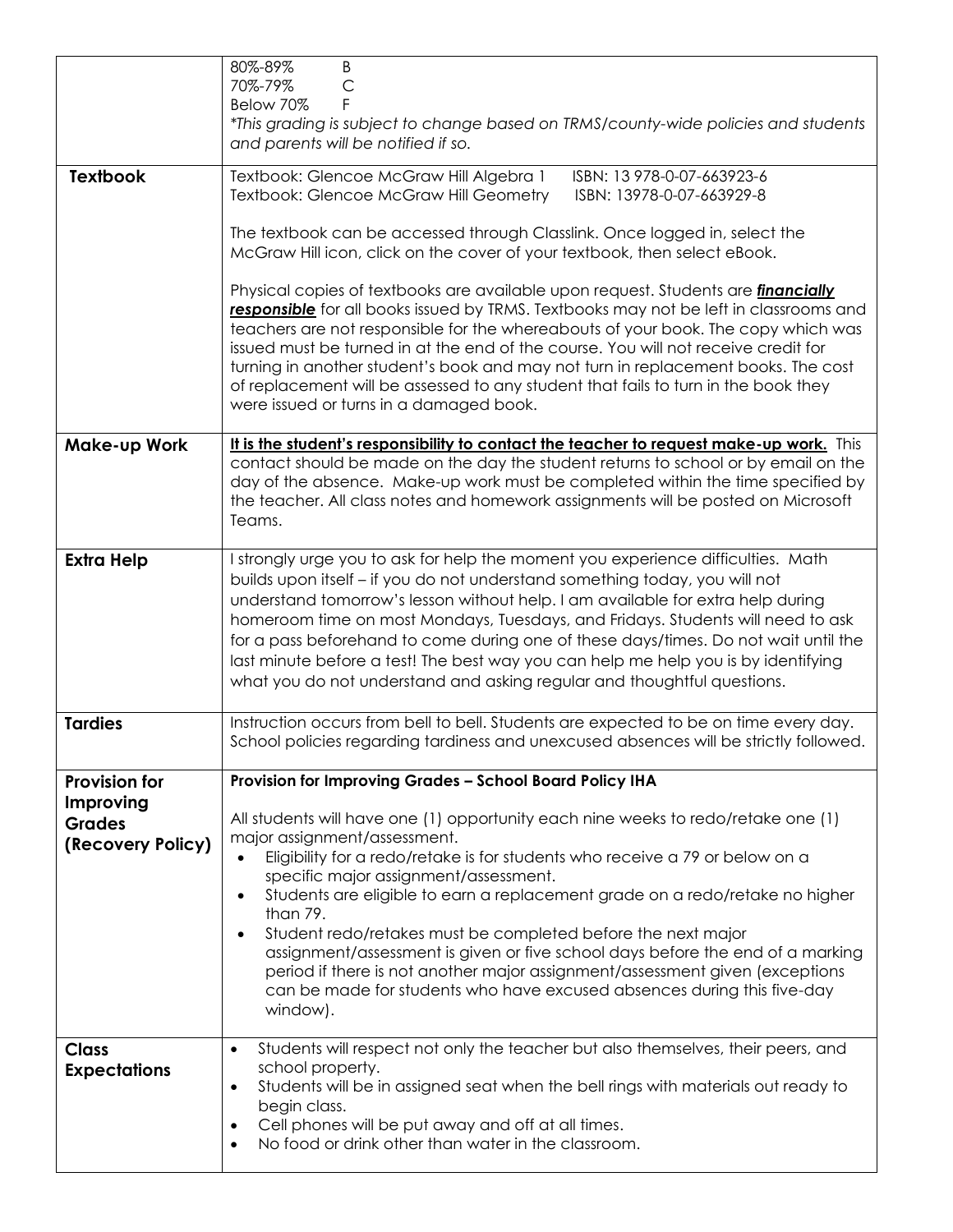| | |
|---|---|
| | 80%-89% B<br>70%-79% C<br>Below 70% F<br>*\*This grading is subject to change based on TRMS/county-wide policies and students and parents will be notified if so.* |
| **Textbook** | Textbook: Glencoe McGraw Hill Algebra 1 ISBN: 13 978-0-07-663923-6<br>Textbook: Glencoe McGraw Hill Geometry ISBN: 13978-0-07-663929-8<br><br>The textbook can be accessed through Classlink. Once logged in, select the McGraw Hill icon, click on the cover of your textbook, then select eBook.<br><br>Physical copies of textbooks are available upon request. Students are ***financially responsible*** for all books issued by TRMS. Textbooks may not be left in classrooms and teachers are not responsible for the whereabouts of your book. The copy which was issued must be turned in at the end of the course. You will not receive credit for turning in another student's book and may not turn in replacement books. The cost of replacement will be assessed to any student that fails to turn in the book they were issued or turns in a damaged book. |
| **Make-up Work** | **It is the student's responsibility to contact the teacher to request make-up work.** This contact should be made on the day the student returns to school or by email on the day of the absence. Make-up work must be completed within the time specified by the teacher. All class notes and homework assignments will be posted on Microsoft Teams. |
| **Extra Help** | I strongly urge you to ask for help the moment you experience difficulties. Math builds upon itself – if you do not understand something today, you will not understand tomorrow's lesson without help. I am available for extra help during homeroom time on most Mondays, Tuesdays, and Fridays. Students will need to ask for a pass beforehand to come during one of these days/times. Do not wait until the last minute before a test! The best way you can help me help you is by identifying what you do not understand and asking regular and thoughtful questions. |
| **Tardies** | Instruction occurs from bell to bell. Students are expected to be on time every day. School policies regarding tardiness and unexcused absences will be strictly followed. |
| **Provision for Improving Grades (Recovery Policy)** | **Provision for Improving Grades – School Board Policy IHA**<br><br>All students will have one (1) opportunity each nine weeks to redo/retake one (1) major assignment/assessment.<br>• Eligibility for a redo/retake is for students who receive a 79 or below on a specific major assignment/assessment.<br>• Students are eligible to earn a replacement grade on a redo/retake no higher than 79.<br>• Student redo/retakes must be completed before the next major assignment/assessment is given or five school days before the end of a marking period if there is not another major assignment/assessment given (exceptions can be made for students who have excused absences during this five-day window). |
| **Class Expectations** | • Students will respect not only the teacher but also themselves, their peers, and school property.<br>• Students will be in assigned seat when the bell rings with materials out ready to begin class.<br>• Cell phones will be put away and off at all times.<br>• No food or drink other than water in the classroom. |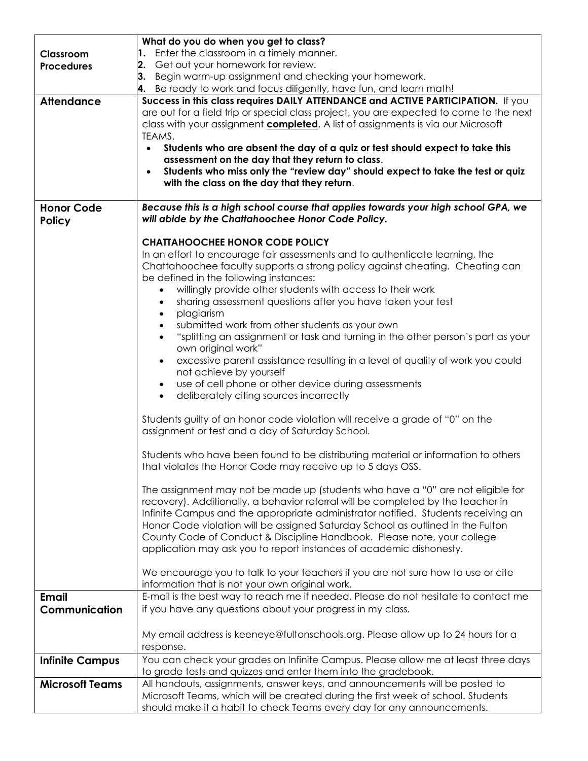| | |
|---|---|
| **Classroom Procedures** | **What do you do when you get to class?**<br>**1.** Enter the classroom in a timely manner.<br>**2.** Get out your homework for review.<br>**3.** Begin warm-up assignment and checking your homework.<br>**4.** Be ready to work and focus diligently, have fun, and learn math! |
| **Attendance** | **Success in this class requires DAILY ATTENDANCE and ACTIVE PARTICIPATION.** If you are out for a field trip or special class project, you are expected to come to the next class with your assignment **completed**. A list of assignments is via our Microsoft TEAMS.<br>• **Students who are absent the day of a quiz or test should expect to take this assessment on the day that they return to class**.<br>• **Students who miss only the "review day" should expect to take the test or quiz with the class on the day that they return**. |
| **Honor Code Policy** | ***Because this is a high school course that applies towards your high school GPA, we will abide by the Chattahoochee Honor Code Policy.***<br><br>**CHATTAHOOCHEE HONOR CODE POLICY**<br>In an effort to encourage fair assessments and to authenticate learning, the Chattahoochee faculty supports a strong policy against cheating. Cheating can be defined in the following instances:<br>• willingly provide other students with access to their work<br>• sharing assessment questions after you have taken your test<br>• plagiarism<br>• submitted work from other students as your own<br>• "splitting an assignment or task and turning in the other person's part as your own original work"<br>• excessive parent assistance resulting in a level of quality of work you could not achieve by yourself<br>• use of cell phone or other device during assessments<br>• deliberately citing sources incorrectly<br><br>Students guilty of an honor code violation will receive a grade of "0" on the assignment or test and a day of Saturday School.<br><br>Students who have been found to be distributing material or information to others that violates the Honor Code may receive up to 5 days OSS.<br><br>The assignment may not be made up (students who have a "0" are not eligible for recovery). Additionally, a behavior referral will be completed by the teacher in Infinite Campus and the appropriate administrator notified. Students receiving an Honor Code violation will be assigned Saturday School as outlined in the Fulton County Code of Conduct & Discipline Handbook. Please note, your college application may ask you to report instances of academic dishonesty.<br><br>We encourage you to talk to your teachers if you are not sure how to use or cite information that is not your own original work. |
| **Email Communication** | E-mail is the best way to reach me if needed. Please do not hesitate to contact me if you have any questions about your progress in my class.<br><br>My email address is keeneye@fultonschools.org. Please allow up to 24 hours for a response. |
| **Infinite Campus** | You can check your grades on Infinite Campus. Please allow me at least three days to grade tests and quizzes and enter them into the gradebook. |
| **Microsoft Teams** | All handouts, assignments, answer keys, and announcements will be posted to Microsoft Teams, which will be created during the first week of school. Students should make it a habit to check Teams every day for any announcements. |